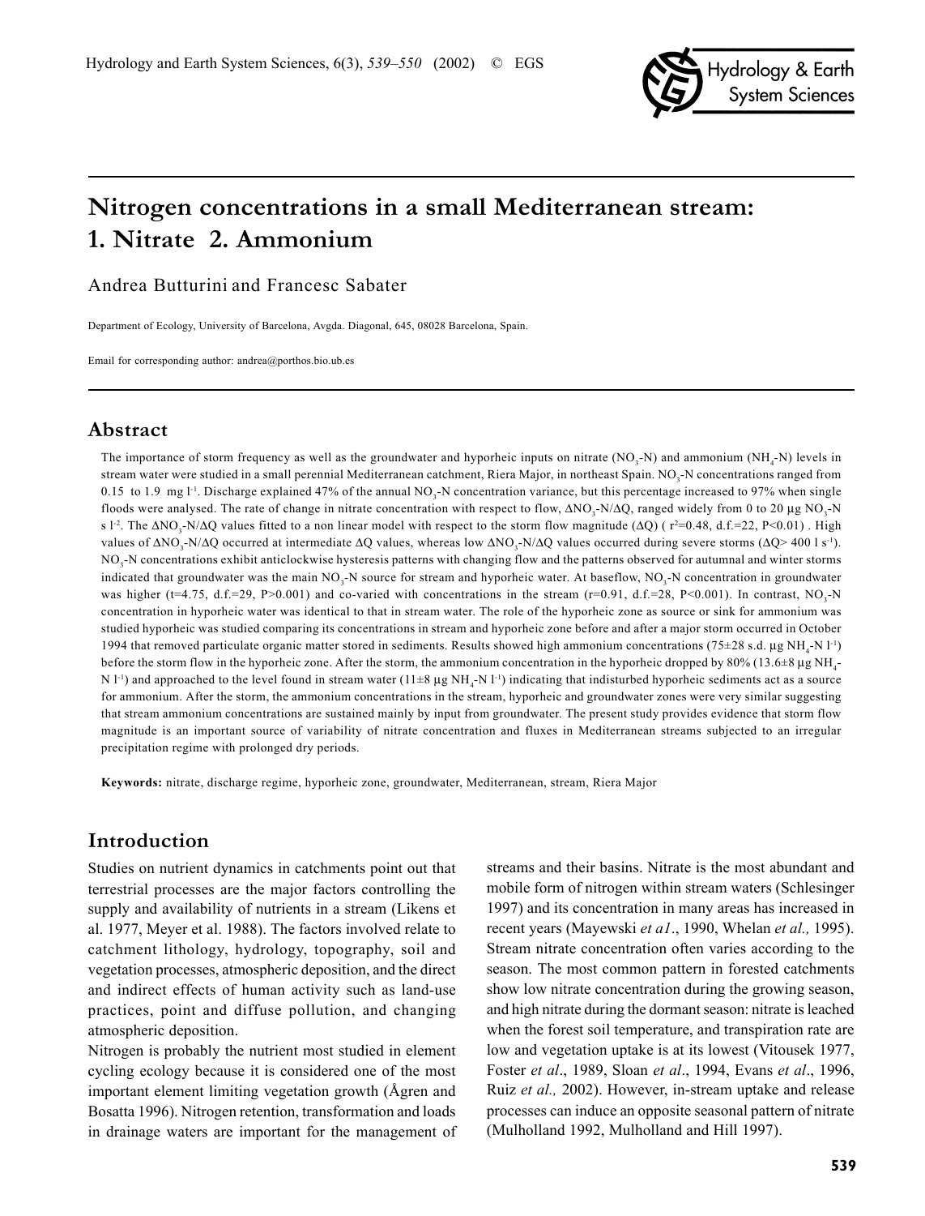# Nitrogen concentrations in a small Mediterranean stream: 1. Nitrate 2. Ammonium

Andrea Butturini and Francesc Sabater

Department of Ecology, University of Barcelona, Avgda. Diagonal, 645, 08028 Barcelona, Spain.

Email for corresponding author: andrea@porthos.bio.ub.es

## Abstract

The importance of storm frequency as well as the groundwater and hyporheic inputs on nitrate ($NO_3$-N) and ammonium ($NH_4$-N) levels in stream water were studied in a small perennial Mediterranean catchment, Riera Major, in northeast Spain. $NO_3$-N concentrations ranged from 0.15 to 1.9 mg $l^{-1}$. Discharge explained 47% of the annual $NO_3$-N concentration variance, but this percentage increased to 97% when single floods were analysed. The rate of change in nitrate concentration with respect to flow, $\Delta NO_3$-N/$\Delta Q$, ranged widely from 0 to 20 µg $NO_3$-N s $l^{-2}$. The $\Delta NO_3$-N/$\Delta Q$ values fitted to a non linear model with respect to the storm flow magnitude ($\Delta Q$) ( $r^2$=0.48, d.f.=22, P<0.01) . High values of $\Delta NO_3$-N/$\Delta Q$ occurred at intermediate $\Delta Q$ values, whereas low $\Delta NO_3$-N/$\Delta Q$ values occurred during severe storms ($\Delta Q$> 400 l $s^{-1}$). $NO_3$-N concentrations exhibit anticlockwise hysteresis patterns with changing flow and the patterns observed for autumnal and winter storms indicated that groundwater was the main $NO_3$-N source for stream and hyporheic water. At baseflow, $NO_3$-N concentration in groundwater was higher (t=4.75, d.f.=29, P>0.001) and co-varied with concentrations in the stream (r=0.91, d.f.=28, P<0.001). In contrast, $NO_3$-N concentration in hyporheic water was identical to that in stream water. The role of the hyporheic zone as source or sink for ammonium was studied hyporheic was studied comparing its concentrations in stream and hyporheic zone before and after a major storm occurred in October 1994 that removed particulate organic matter stored in sediments. Results showed high ammonium concentrations (75±28 s.d. µg $NH_4$-N $l^{-1}$) before the storm flow in the hyporheic zone. After the storm, the ammonium concentration in the hyporheic dropped by 80% (13.6±8 µg $NH_4$-N $l^{-1}$) and approached to the level found in stream water (11±8 µg $NH_4$-N $l^{-1}$) indicating that indisturbed hyporheic sediments act as a source for ammonium. After the storm, the ammonium concentrations in the stream, hyporheic and groundwater zones were very similar suggesting that stream ammonium concentrations are sustained mainly by input from groundwater. The present study provides evidence that storm flow magnitude is an important source of variability of nitrate concentration and fluxes in Mediterranean streams subjected to an irregular precipitation regime with prolonged dry periods.

**Keywords:** nitrate, discharge regime, hyporheic zone, groundwater, Mediterranean, stream, Riera Major

## Introduction

Studies on nutrient dynamics in catchments point out that terrestrial processes are the major factors controlling the supply and availability of nutrients in a stream (Likens et al. 1977, Meyer et al. 1988). The factors involved relate to catchment lithology, hydrology, topography, soil and vegetation processes, atmospheric deposition, and the direct and indirect effects of human activity such as land-use practices, point and diffuse pollution, and changing atmospheric deposition.

Nitrogen is probably the nutrient most studied in element cycling ecology because it is considered one of the most important element limiting vegetation growth (Ågren and Bosatta 1996). Nitrogen retention, transformation and loads in drainage waters are important for the management of streams and their basins. Nitrate is the most abundant and mobile form of nitrogen within stream waters (Schlesinger 1997) and its concentration in many areas has increased in recent years (Mayewski *et a1*., 1990, Whelan *et al.,* 1995). Stream nitrate concentration often varies according to the season. The most common pattern in forested catchments show low nitrate concentration during the growing season, and high nitrate during the dormant season: nitrate is leached when the forest soil temperature, and transpiration rate are low and vegetation uptake is at its lowest (Vitousek 1977, Foster *et al*., 1989, Sloan *et al*., 1994, Evans *et al*., 1996, Ruiz *et al.,* 2002). However, in-stream uptake and release processes can induce an opposite seasonal pattern of nitrate (Mulholland 1992, Mulholland and Hill 1997).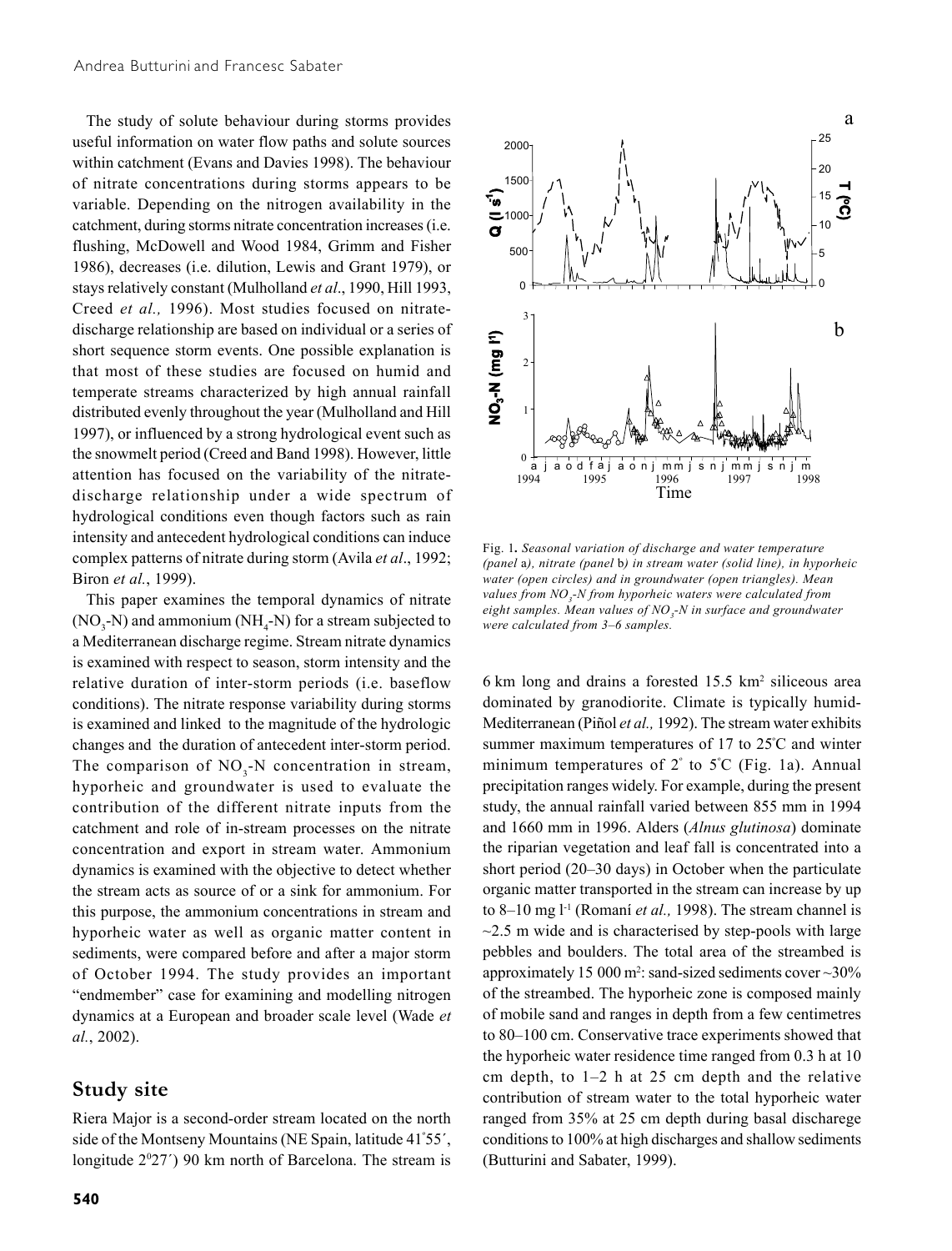The study of solute behaviour during storms provides useful information on water flow paths and solute sources within catchment (Evans and Davies 1998). The behaviour of nitrate concentrations during storms appears to be variable. Depending on the nitrogen availability in the catchment, during storms nitrate concentration increases (i.e. flushing, McDowell and Wood 1984, Grimm and Fisher 1986), decreases (i.e. dilution, Lewis and Grant 1979), or stays relatively constant (Mulholland *et al*., 1990, Hill 1993, Creed *et al.,* 1996). Most studies focused on nitrate-discharge relationship are based on individual or a series of short sequence storm events. One possible explanation is that most of these studies are focused on humid and temperate streams characterized by high annual rainfall distributed evenly throughout the year (Mulholland and Hill 1997), or influenced by a strong hydrological event such as the snowmelt period (Creed and Band 1998). However, little attention has focused on the variability of the nitrate-discharge relationship under a wide spectrum of hydrological conditions even though factors such as rain intensity and antecedent hydrological conditions can induce complex patterns of nitrate during storm (Avila *et al*., 1992; Biron *et al.*, 1999).

This paper examines the temporal dynamics of nitrate ($NO_3$-N) and ammonium ($NH_4$-N) for a stream subjected to a Mediterranean discharge regime. Stream nitrate dynamics is examined with respect to season, storm intensity and the relative duration of inter-storm periods (i.e. baseflow conditions). The nitrate response variability during storms is examined and linked to the magnitude of the hydrologic changes and the duration of antecedent inter-storm period. The comparison of $NO_3$-N concentration in stream, hyporheic and groundwater is used to evaluate the contribution of the different nitrate inputs from the catchment and role of in-stream processes on the nitrate concentration and export in stream water. Ammonium dynamics is examined with the objective to detect whether the stream acts as source of or a sink for ammonium. For this purpose, the ammonium concentrations in stream and hyporheic water as well as organic matter content in sediments, were compared before and after a major storm of October 1994. The study provides an important "endmember" case for examining and modelling nitrogen dynamics at a European and broader scale level (Wade *et al.*, 2002).

## Study site

Riera Major is a second-order stream located on the north side of the Montseny Mountains (NE Spain, latitude 41°55´, longitude 2°27´) 90 km north of Barcelona. The stream is 6 km long and drains a forested 15.5 km² siliceous area dominated by granodiorite. Climate is typically humid-Mediterranean (Piñol *et al.,* 1992). The stream water exhibits summer maximum temperatures of 17 to 25°C and winter minimum temperatures of 2° to 5°C (Fig. 1a). Annual precipitation ranges widely. For example, during the present study, the annual rainfall varied between 855 mm in 1994 and 1660 mm in 1996. Alders (*Alnus glutinosa*) dominate the riparian vegetation and leaf fall is concentrated into a short period (20–30 days) in October when the particulate organic matter transported in the stream can increase by up to 8–10 mg l$^{-1}$ (Romaní *et al.,* 1998). The stream channel is ~2.5 m wide and is characterised by step-pools with large pebbles and boulders. The total area of the streambed is approximately 15 000 m²: sand-sized sediments cover ~30% of the streambed. The hyporheic zone is composed mainly of mobile sand and ranges in depth from a few centimetres to 80–100 cm. Conservative trace experiments showed that the hyporheic water residence time ranged from 0.3 h at 10 cm depth, to 1–2 h at 25 cm depth and the relative contribution of stream water to the total hyporheic water ranged from 35% at 25 cm depth during basal discharege conditions to 100% at high discharges and shallow sediments (Butturini and Sabater, 1999).

Fig. 1. *Seasonal variation of discharge and water temperature (panel* a*), nitrate (panel* b*) in stream water (solid line), in hyporheic water (open circles) and in groundwater (open triangles). Mean values from $NO_3$-N from hyporheic waters were calculated from eight samples. Mean values of $NO_3$-N in surface and groundwater were calculated from 3–6 samples.*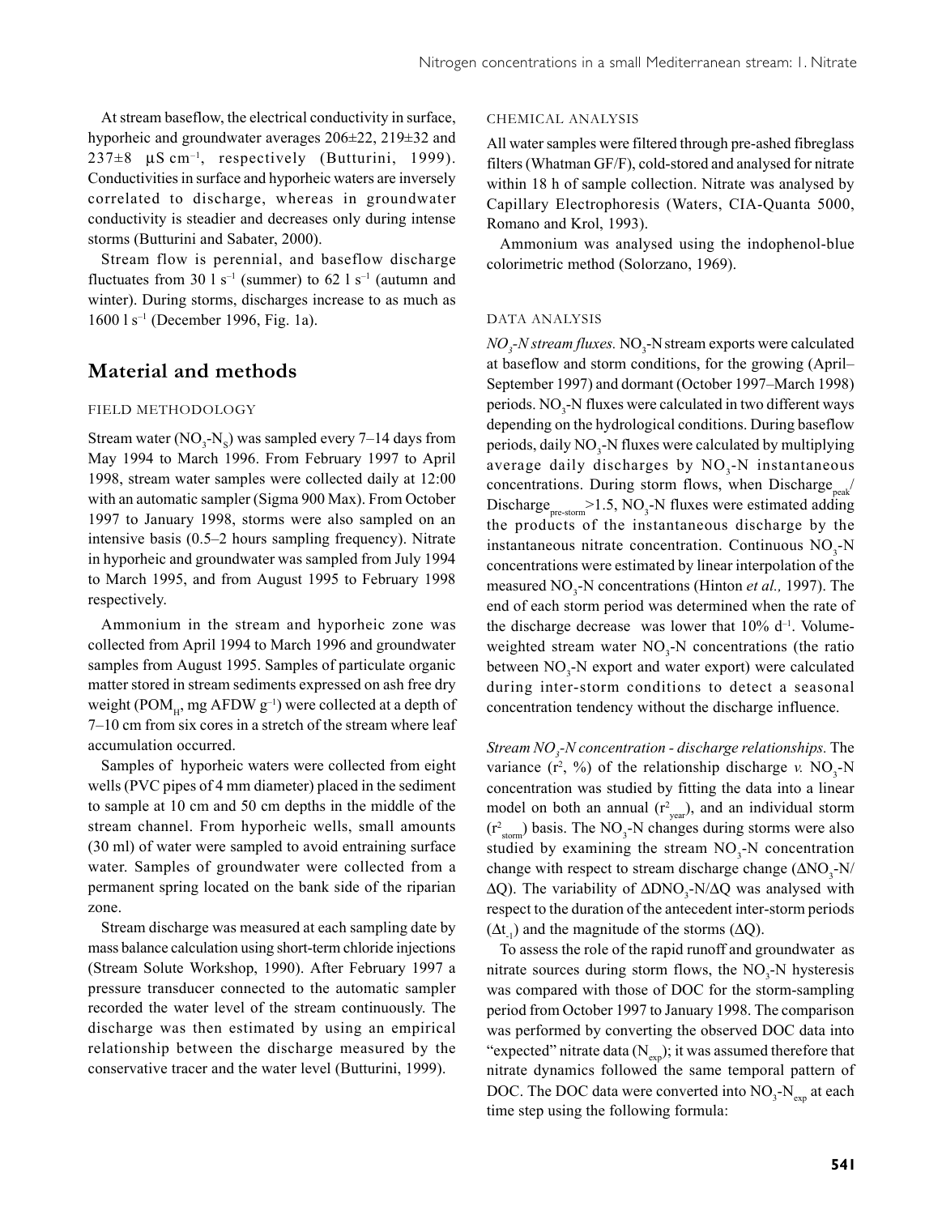At stream baseflow, the electrical conductivity in surface, hyporheic and groundwater averages 206±22, 219±32 and 237±8 µS cm$^{-1}$, respectively (Butturini, 1999). Conductivities in surface and hyporheic waters are inversely correlated to discharge, whereas in groundwater conductivity is steadier and decreases only during intense storms (Butturini and Sabater, 2000).

Stream flow is perennial, and baseflow discharge fluctuates from 30 l s$^{-1}$ (summer) to 62 l s$^{-1}$ (autumn and winter). During storms, discharges increase to as much as 1600 l s$^{-1}$ (December 1996, Fig. 1a).

## Material and methods

### FIELD METHODOLOGY

Stream water ($NO_3$-$N_S$) was sampled every 7–14 days from May 1994 to March 1996. From February 1997 to April 1998, stream water samples were collected daily at 12:00 with an automatic sampler (Sigma 900 Max). From October 1997 to January 1998, storms were also sampled on an intensive basis (0.5–2 hours sampling frequency). Nitrate in hyporheic and groundwater was sampled from July 1994 to March 1995, and from August 1995 to February 1998 respectively.

Ammonium in the stream and hyporheic zone was collected from April 1994 to March 1996 and groundwater samples from August 1995. Samples of particulate organic matter stored in stream sediments expressed on ash free dry weight ($POM_H$, mg AFDW g$^{-1}$) were collected at a depth of 7–10 cm from six cores in a stretch of the stream where leaf accumulation occurred.

Samples of hyporheic waters were collected from eight wells (PVC pipes of 4 mm diameter) placed in the sediment to sample at 10 cm and 50 cm depths in the middle of the stream channel. From hyporheic wells, small amounts (30 ml) of water were sampled to avoid entraining surface water. Samples of groundwater were collected from a permanent spring located on the bank side of the riparian zone.

Stream discharge was measured at each sampling date by mass balance calculation using short-term chloride injections (Stream Solute Workshop, 1990). After February 1997 a pressure transducer connected to the automatic sampler recorded the water level of the stream continuously. The discharge was then estimated by using an empirical relationship between the discharge measured by the conservative tracer and the water level (Butturini, 1999).

### CHEMICAL ANALYSIS

All water samples were filtered through pre-ashed fibreglass filters (Whatman GF/F), cold-stored and analysed for nitrate within 18 h of sample collection. Nitrate was analysed by Capillary Electrophoresis (Waters, CIA-Quanta 5000, Romano and Krol, 1993).

Ammonium was analysed using the indophenol-blue colorimetric method (Solorzano, 1969).

### DATA ANALYSIS

*$NO_3$-N stream fluxes.* $NO_3$-N stream exports were calculated at baseflow and storm conditions, for the growing (April–September 1997) and dormant (October 1997–March 1998) periods. $NO_3$-N fluxes were calculated in two different ways depending on the hydrological conditions. During baseflow periods, daily $NO_3$-N fluxes were calculated by multiplying average daily discharges by $NO_3$-N instantaneous concentrations. During storm flows, when $Discharge_{peak}/Discharge_{pre\text{-}storm}>1.5$, $NO_3$-N fluxes were estimated adding the products of the instantaneous discharge by the instantaneous nitrate concentration. Continuous $NO_3$-N concentrations were estimated by linear interpolation of the measured $NO_3$-N concentrations (Hinton *et al.,* 1997). The end of each storm period was determined when the rate of the discharge decrease was lower that 10% d$^{-1}$. Volume-weighted stream water $NO_3$-N concentrations (the ratio between $NO_3$-N export and water export) were calculated during inter-storm conditions to detect a seasonal concentration tendency without the discharge influence.

*Stream $NO_3$-N concentration - discharge relationships.* The variance ($r^2$, %) of the relationship discharge *v.* $NO_3$-N concentration was studied by fitting the data into a linear model on both an annual ($r^2_{year}$), and an individual storm ($r^2_{storm}$) basis. The $NO_3$-N changes during storms were also studied by examining the stream $NO_3$-N concentration change with respect to stream discharge change ($\Delta NO_3$-N/$\Delta Q$). The variability of $\Delta DNO_3$-N/$\Delta Q$ was analysed with respect to the duration of the antecedent inter-storm periods ($\Delta t_{-1}$) and the magnitude of the storms ($\Delta Q$).

To assess the role of the rapid runoff and groundwater as nitrate sources during storm flows, the $NO_3$-N hysteresis was compared with those of DOC for the storm-sampling period from October 1997 to January 1998. The comparison was performed by converting the observed DOC data into "expected" nitrate data ($N_{exp}$); it was assumed therefore that nitrate dynamics followed the same temporal pattern of DOC. The DOC data were converted into $NO_3$-$N_{exp}$ at each time step using the following formula: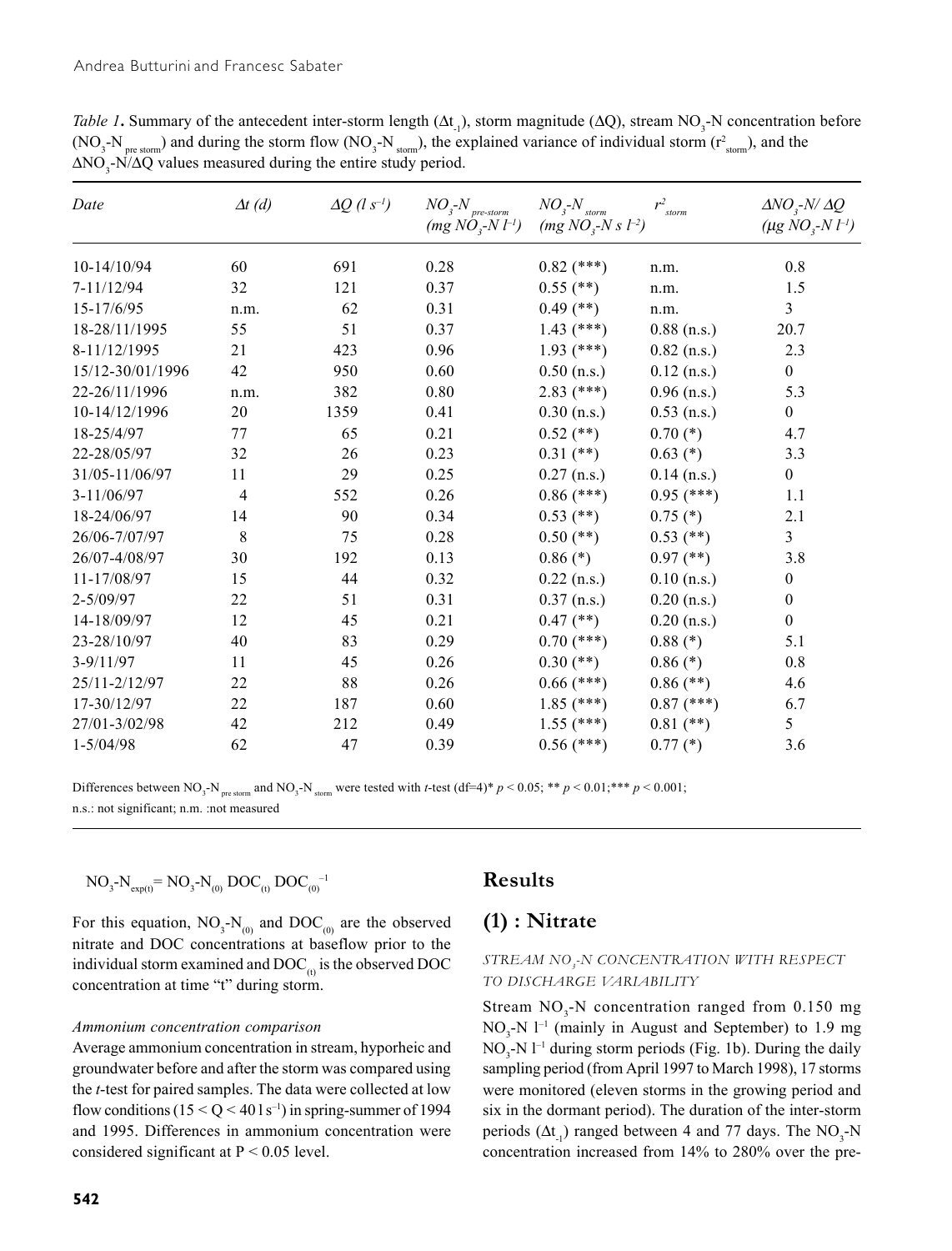*Table 1*. Summary of the antecedent inter-storm length ($\Delta t_{-1}$), storm magnitude ($\Delta Q$), stream $NO_3$-N concentration before ($NO_3$-N $_{pre\ storm}$) and during the storm flow ($NO_3$-N $_{storm}$), the explained variance of individual storm ($r^2_{storm}$), and the $\Delta NO_3$-N/$\Delta Q$ values measured during the entire study period.

| *Date* | *$\Delta t$ (d)* | *$\Delta Q$ ($l\ s^{-1}$)* | *$NO_3$-N $_{pre-storm}$ (mg $NO_3$-N $l^{-1}$)* | *$NO_3$-N $_{storm}$ (mg $NO_3$-N s $l^{-2}$)* | *$r^2_{storm}$* | *$\Delta NO_3$-N/ $\Delta Q$ ($\mu$g $NO_3$-N $l^{-1}$)* |
|---|---|---|---|---|---|---|
| 10-14/10/94 | 60 | 691 | 0.28 | 0.82 (***) | n.m. | 0.8 |
| 7-11/12/94 | 32 | 121 | 0.37 | 0.55 (**) | n.m. | 1.5 |
| 15-17/6/95 | n.m. | 62 | 0.31 | 0.49 (**) | n.m. | 3 |
| 18-28/11/1995 | 55 | 51 | 0.37 | 1.43 (***) | 0.88 (n.s.) | 20.7 |
| 8-11/12/1995 | 21 | 423 | 0.96 | 1.93 (***) | 0.82 (n.s.) | 2.3 |
| 15/12-30/01/1996 | 42 | 950 | 0.60 | 0.50 (n.s.) | 0.12 (n.s.) | 0 |
| 22-26/11/1996 | n.m. | 382 | 0.80 | 2.83 (***) | 0.96 (n.s.) | 5.3 |
| 10-14/12/1996 | 20 | 1359 | 0.41 | 0.30 (n.s.) | 0.53 (n.s.) | 0 |
| 18-25/4/97 | 77 | 65 | 0.21 | 0.52 (**) | 0.70 (*) | 4.7 |
| 22-28/05/97 | 32 | 26 | 0.23 | 0.31 (**) | 0.63 (*) | 3.3 |
| 31/05-11/06/97 | 11 | 29 | 0.25 | 0.27 (n.s.) | 0.14 (n.s.) | 0 |
| 3-11/06/97 | 4 | 552 | 0.26 | 0.86 (***) | 0.95 (***) | 1.1 |
| 18-24/06/97 | 14 | 90 | 0.34 | 0.53 (**) | 0.75 (*) | 2.1 |
| 26/06-7/07/97 | 8 | 75 | 0.28 | 0.50 (**) | 0.53 (**) | 3 |
| 26/07-4/08/97 | 30 | 192 | 0.13 | 0.86 (*) | 0.97 (**) | 3.8 |
| 11-17/08/97 | 15 | 44 | 0.32 | 0.22 (n.s.) | 0.10 (n.s.) | 0 |
| 2-5/09/97 | 22 | 51 | 0.31 | 0.37 (n.s.) | 0.20 (n.s.) | 0 |
| 14-18/09/97 | 12 | 45 | 0.21 | 0.47 (**) | 0.20 (n.s.) | 0 |
| 23-28/10/97 | 40 | 83 | 0.29 | 0.70 (***) | 0.88 (*) | 5.1 |
| 3-9/11/97 | 11 | 45 | 0.26 | 0.30 (**) | 0.86 (*) | 0.8 |
| 25/11-2/12/97 | 22 | 88 | 0.26 | 0.66 (***) | 0.86 (**) | 4.6 |
| 17-30/12/97 | 22 | 187 | 0.60 | 1.85 (***) | 0.87 (***) | 6.7 |
| 27/01-3/02/98 | 42 | 212 | 0.49 | 1.55 (***) | 0.81 (**) | 5 |
| 1-5/04/98 | 62 | 47 | 0.39 | 0.56 (***) | 0.77 (*) | 3.6 |

Differences between $NO_3$-N $_{pre\ storm}$ and $NO_3$-N $_{storm}$ were tested with *t*-test (df=4)* $p < 0.05$; ** $p < 0.01$;*** $p < 0.001$;
n.s.: not significant; n.m. :not measured

$$NO_3\text{-}N_{exp(t)} = NO_3\text{-}N_{(0)}\ DOC_{(t)}\ DOC_{(0)}^{-1}$$

For this equation, $NO_3$-$N_{(0)}$ and $DOC_{(0)}$ are the observed nitrate and DOC concentrations at baseflow prior to the individual storm examined and $DOC_{(t)}$ is the observed DOC concentration at time "t" during storm.

*Ammonium concentration comparison*

Average ammonium concentration in stream, hyporheic and groundwater before and after the storm was compared using the *t*-test for paired samples. The data were collected at low flow conditions ($15 < Q < 40\ l\ s^{-1}$) in spring-summer of 1994 and 1995. Differences in ammonium concentration were considered significant at $P < 0.05$ level.

# Results

## (1) : Nitrate

### STREAM $NO_3$-N CONCENTRATION WITH RESPECT TO DISCHARGE VARIABILITY

Stream $NO_3$-N concentration ranged from 0.150 mg $NO_3$-N $l^{-1}$ (mainly in August and September) to 1.9 mg $NO_3$-N $l^{-1}$ during storm periods (Fig. 1b). During the daily sampling period (from April 1997 to March 1998), 17 storms were monitored (eleven storms in the growing period and six in the dormant period). The duration of the inter-storm periods ($\Delta t_{-1}$) ranged between 4 and 77 days. The $NO_3$-N concentration increased from 14% to 280% over the pre-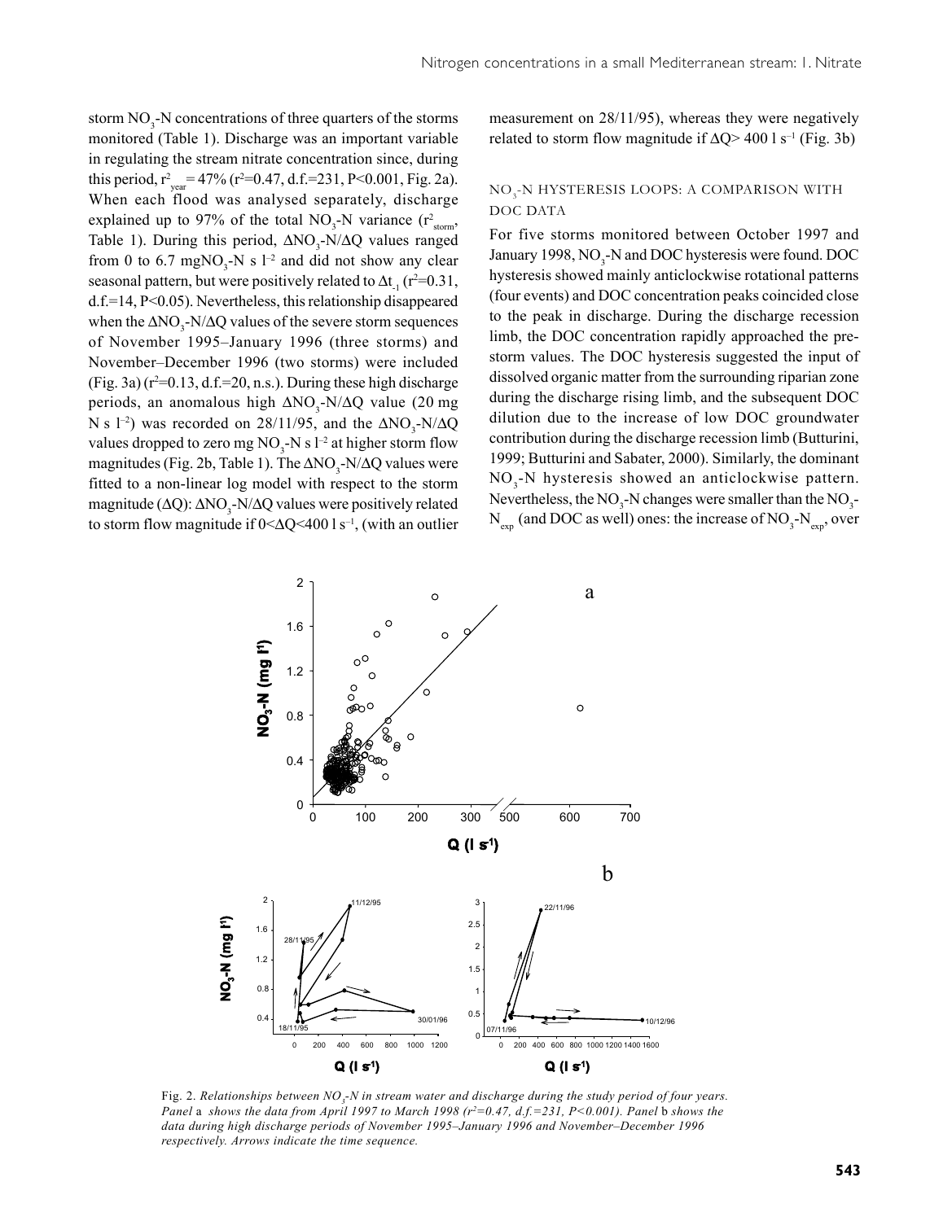storm $NO_3$-N concentrations of three quarters of the storms monitored (Table 1). Discharge was an important variable in regulating the stream nitrate concentration since, during this period, $r^2_{year}$ = 47% ($r^2$=0.47, d.f.=231, P<0.001, Fig. 2a). When each flood was analysed separately, discharge explained up to 97% of the total $NO_3$-N variance ($r^2_{storm}$, Table 1). During this period, $\Delta NO_3$-N/$\Delta Q$ values ranged from 0 to 6.7 mg$NO_3$-N s $l^{-2}$ and did not show any clear seasonal pattern, but were positively related to $\Delta t_{-1}$ ($r^2$=0.31, d.f.=14, P<0.05). Nevertheless, this relationship disappeared when the $\Delta NO_3$-N/$\Delta Q$ values of the severe storm sequences of November 1995–January 1996 (three storms) and November–December 1996 (two storms) were included (Fig. 3a) ($r^2$=0.13, d.f.=20, n.s.). During these high discharge periods, an anomalous high $\Delta NO_3$-N/$\Delta Q$ value (20 mg N s $l^{-2}$) was recorded on 28/11/95, and the $\Delta NO_3$-N/$\Delta Q$ values dropped to zero mg $NO_3$-N s $l^{-2}$ at higher storm flow magnitudes (Fig. 2b, Table 1). The $\Delta NO_3$-N/$\Delta Q$ values were fitted to a non-linear log model with respect to the storm magnitude ($\Delta Q$): $\Delta NO_3$-N/$\Delta Q$ values were positively related to storm flow magnitude if $0<\Delta Q<400$ l $s^{-1}$, (with an outlier measurement on 28/11/95), whereas they were negatively related to storm flow magnitude if $\Delta Q>400$ l $s^{-1}$ (Fig. 3b)

### $NO_3$-N HYSTERESIS LOOPS: A COMPARISON WITH DOC DATA

For five storms monitored between October 1997 and January 1998, $NO_3$-N and DOC hysteresis were found. DOC hysteresis showed mainly anticlockwise rotational patterns (four events) and DOC concentration peaks coincided close to the peak in discharge. During the discharge recession limb, the DOC concentration rapidly approached the pre-storm values. The DOC hysteresis suggested the input of dissolved organic matter from the surrounding riparian zone during the discharge rising limb, and the subsequent DOC dilution due to the increase of low DOC groundwater contribution during the discharge recession limb (Butturini, 1999; Butturini and Sabater, 2000). Similarly, the dominant $NO_3$-N hysteresis showed an anticlockwise pattern. Nevertheless, the $NO_3$-N changes were smaller than the $NO_3$-$N_{exp}$ (and DOC as well) ones: the increase of $NO_3$-$N_{exp}$, over

Fig. 2. *Relationships between $NO_3$-N in stream water and discharge during the study period of four years. Panel* a *shows the data from April 1997 to March 1998 ($r^2$=0.47, d.f.=231, P<0.001). Panel* b *shows the data during high discharge periods of November 1995–January 1996 and November–December 1996 respectively. Arrows indicate the time sequence.*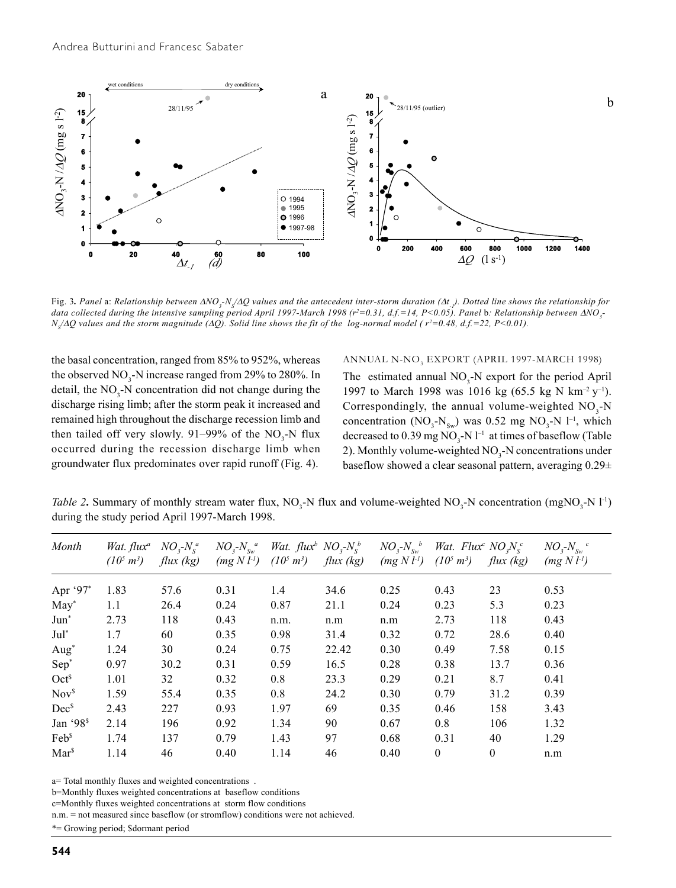Fig. 3. *Panel* a: *Relationship between $\Delta NO_3$-$N_S/\Delta Q$ values and the antecedent inter-storm duration ($\Delta t_{-1}$). Dotted line shows the relationship for data collected during the intensive sampling period April 1997-March 1998 ($r^2$=0.31, d.f.=14, $P<0.05$). Panel* b*: Relationship between $\Delta NO_3$-$N_S/\Delta Q$ values and the storm magnitude ($\Delta Q$). Solid line shows the fit of the log-normal model ( $r^2$=0.48, d.f.=22, $P<0.01$).*

the basal concentration, ranged from 85% to 952%, whereas the observed $NO_3$-N increase ranged from 29% to 280%. In detail, the $NO_3$-N concentration did not change during the discharge rising limb; after the storm peak it increased and remained high throughout the discharge recession limb and then tailed off very slowly. 91–99% of the $NO_3$-N flux occurred during the recession discharge limb when groundwater flux predominates over rapid runoff (Fig. 4).

## ANNUAL N-$NO_3$ EXPORT (APRIL 1997-MARCH 1998)

The estimated annual $NO_3$-N export for the period April 1997 to March 1998 was 1016 kg (65.5 kg N km$^{-2}$ y$^{-1}$). Correspondingly, the annual volume-weighted $NO_3$-N concentration ($NO_3$-$N_{Sw}$) was 0.52 mg $NO_3$-N l$^{-1}$, which decreased to 0.39 mg $NO_3$-N l$^{-1}$ at times of baseflow (Table 2). Monthly volume-weighted $NO_3$-N concentrations under baseflow showed a clear seasonal pattern, averaging 0.29±

*Table 2*. Summary of monthly stream water flux, $NO_3$-N flux and volume-weighted $NO_3$-N concentration (mg$NO_3$-N l$^{-1}$) during the study period April 1997-March 1998.

| *Month* | *Wat. flux*[a] *($10^5$ m$^3$)* | *$NO_3$-$N_S$*[a] *flux (kg)* | *$NO_3$-$N_{Sw}$*[a] *(mg N l$^{-1}$)* | *Wat. flux*[b] *($10^5$ m$^3$)* | *$NO_3$-$N_S$*[b] *flux (kg)* | *$NO_3$-$N_{Sw}$*[b] *(mg N l$^{-1}$)* | *Wat. Flux*[c] *($10^5$ m$^3$)* | *$NO_3$$N_S$*[c] *flux (kg)* | *$NO_3$-$N_{Sw}$*[c] *(mg N l$^{-1}$)* |
|---|---|---|---|---|---|---|---|---|---|
| Apr '97* | 1.83 | 57.6 | 0.31 | 1.4 | 34.6 | 0.25 | 0.43 | 23 | 0.53 |
| May* | 1.1 | 26.4 | 0.24 | 0.87 | 21.1 | 0.24 | 0.23 | 5.3 | 0.23 |
| Jun* | 2.73 | 118 | 0.43 | n.m. | n.m | n.m | 2.73 | 118 | 0.43 |
| Jul* | 1.7 | 60 | 0.35 | 0.98 | 31.4 | 0.32 | 0.72 | 28.6 | 0.40 |
| Aug* | 1.24 | 30 | 0.24 | 0.75 | 22.42 | 0.30 | 0.49 | 7.58 | 0.15 |
| Sep* | 0.97 | 30.2 | 0.31 | 0.59 | 16.5 | 0.28 | 0.38 | 13.7 | 0.36 |
| Oct$ | 1.01 | 32 | 0.32 | 0.8 | 23.3 | 0.29 | 0.21 | 8.7 | 0.41 |
| Nov$ | 1.59 | 55.4 | 0.35 | 0.8 | 24.2 | 0.30 | 0.79 | 31.2 | 0.39 |
| Dec$ | 2.43 | 227 | 0.93 | 1.97 | 69 | 0.35 | 0.46 | 158 | 3.43 |
| Jan '98$ | 2.14 | 196 | 0.92 | 1.34 | 90 | 0.67 | 0.8 | 106 | 1.32 |
| Feb$ | 1.74 | 137 | 0.79 | 1.43 | 97 | 0.68 | 0.31 | 40 | 1.29 |
| Mar$ | 1.14 | 46 | 0.40 | 1.14 | 46 | 0.40 | 0 | 0 | n.m |

a= Total monthly fluxes and weighted concentrations .
b=Monthly fluxes weighted concentrations at baseflow conditions
c=Monthly fluxes weighted concentrations at storm flow conditions
n.m. = not measured since baseflow (or stromflow) conditions were not achieved.
*= Growing period; $dormant period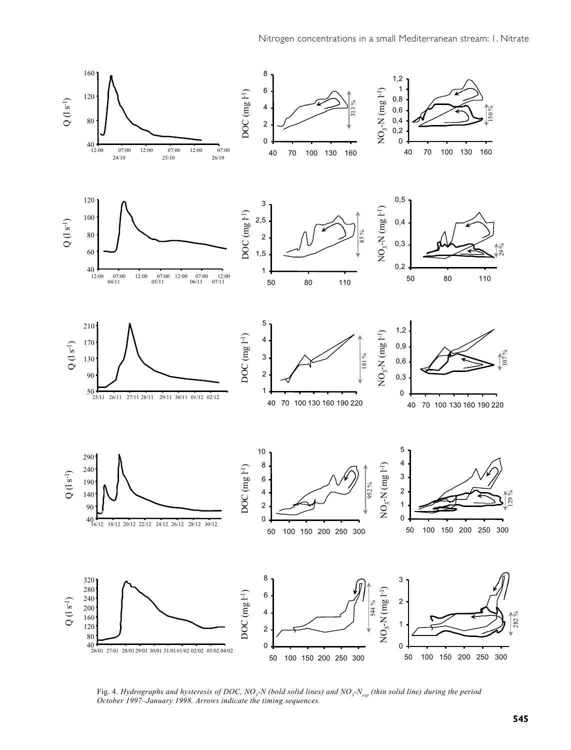Fig. 4. *Hydrographs and hysteresis of DOC, $NO_3$-N (bold solid lines) and $NO_3$-$N_{exp}$ (thin solid line) during the period October 1997–January 1998. Arrows indicate the timing sequences.*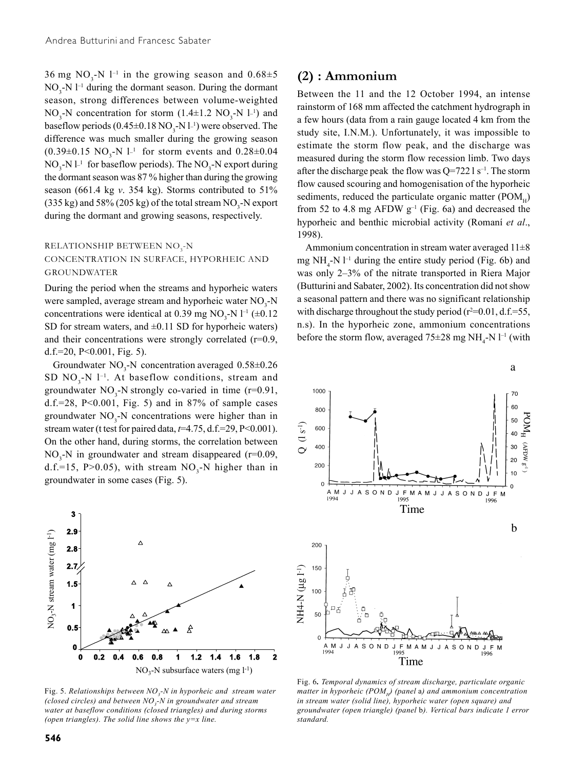36 mg $NO_3$-N $l^{-1}$ in the growing season and 0.68±5 $NO_3$-N $l^{-1}$ during the dormant season. During the dormant season, strong differences between volume-weighted $NO_3$-N concentration for storm (1.4±1.2 $NO_3$-N $l^{-1}$) and baseflow periods (0.45±0.18 $NO_3$-N $l^{-1}$) were observed. The difference was much smaller during the growing season (0.39±0.15 $NO_3$-N $l^{-1}$ for storm events and 0.28±0.04 $NO_3$-N $l^{-1}$ for baseflow periods). The $NO_3$-N export during the dormant season was 87 % higher than during the growing season (661.4 kg *v.* 354 kg). Storms contributed to 51% (335 kg) and 58% (205 kg) of the total stream $NO_3$-N export during the dormant and growing seasons, respectively.

### RELATIONSHIP BETWEEN $NO_3$-N CONCENTRATION IN SURFACE, HYPORHEIC AND GROUNDWATER

During the period when the streams and hyporheic waters were sampled, average stream and hyporheic water $NO_3$-N concentrations were identical at 0.39 mg $NO_3$-N $l^{-1}$ (±0.12 SD for stream waters, and ±0.11 SD for hyporheic waters) and their concentrations were strongly correlated (r=0.9, d.f.=20, P<0.001, Fig. 5).

Groundwater $NO_3$-N concentration averaged 0.58±0.26 SD $NO_3$-N $l^{-1}$. At baseflow conditions, stream and groundwater $NO_3$-N strongly co-varied in time (r=0.91, d.f.=28, P<0.001, Fig. 5) and in 87% of sample cases groundwater $NO_3$-N concentrations were higher than in stream water (t test for paired data, *t*=4.75, d.f.=29, P<0.001). On the other hand, during storms, the correlation between $NO_3$-N in groundwater and stream disappeared (r=0.09, d.f.=15, P>0.05), with stream $NO_3$-N higher than in groundwater in some cases (Fig. 5).

Fig. 5. *Relationships between $NO_3$-N in hyporheic and stream water (closed circles) and between $NO_3$-N in groundwater and stream water at baseflow conditions (closed triangles) and during storms (open triangles). The solid line shows the y=x line.*

## (2) : Ammonium

Between the 11 and the 12 October 1994, an intense rainstorm of 168 mm affected the catchment hydrograph in a few hours (data from a rain gauge located 4 km from the study site, I.N.M.). Unfortunately, it was impossible to estimate the storm flow peak, and the discharge was measured during the storm flow recession limb. Two days after the discharge peak the flow was Q=722 l $s^{-1}$. The storm flow caused scouring and homogenisation of the hyporheic sediments, reduced the particulate organic matter ($POM_H$) from 52 to 4.8 mg AFDW $g^{-1}$ (Fig. 6a) and decreased the hyporheic and benthic microbial activity (Romaní *et al*., 1998).

Ammonium concentration in stream water averaged 11±8 mg $NH_4$-N $l^{-1}$ during the entire study period (Fig. 6b) and was only 2–3% of the nitrate transported in Riera Major (Butturini and Sabater, 2002). Its concentration did not show a seasonal pattern and there was no significant relationship with discharge throughout the study period ($r^2$=0.01, d.f.=55, n.s). In the hyporheic zone, ammonium concentrations before the storm flow, averaged 75±28 mg $NH_4$-N $l^{-1}$ (with

Fig. 6. *Temporal dynamics of stream discharge, particulate organic matter in hyporheic ($POM_H$) (panel* a*) and ammonium concentration in stream water (solid line), hyporheic water (open square) and groundwater (open triangle) (panel* b*). Vertical bars indicate 1 error standard.*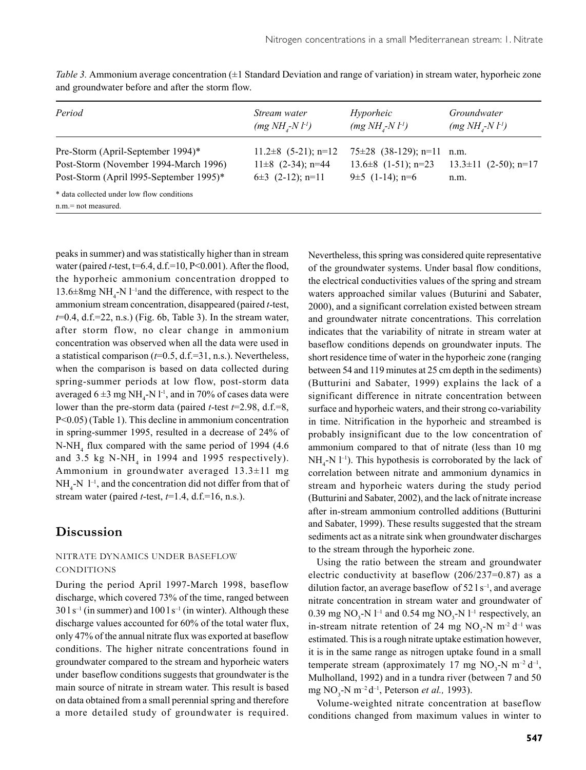*Table 3.* Ammonium average concentration (±1 Standard Deviation and range of variation) in stream water, hyporheic zone and groundwater before and after the storm flow.

| *Period* | *Stream water* *(mg $NH_4$-N $l^{-1}$)* | *Hyporheic* *(mg $NH_4$-N $l^{-1}$)* | *Groundwater* *(mg $NH_4$-N $l^{-1}$)* |
|---|---|---|---|
| Pre-Storm (April-September 1994)* | 11.2±8 (5-21); n=12 | 75±28 (38-129); n=11 | n.m. |
| Post-Storm (November 1994-March 1996) | 11±8 (2-34); n=44 | 13.6±8 (1-51); n=23 | 13.3±11 (2-50); n=17 |
| Post-Storm (April l995-September 1995)* | 6±3 (2-12); n=11 | 9±5 (1-14); n=6 | n.m. |

\* data collected under low flow conditions
n.m.= not measured.

peaks in summer) and was statistically higher than in stream water (paired *t*-test, t=6.4, d.f.=10, P<0.001). After the flood, the hyporheic ammonium concentration dropped to 13.6±8mg $NH_4$-N $l^{-1}$and the difference, with respect to the ammonium stream concentration, disappeared (paired *t*-test, *t*=0.4, d.f.=22, n.s.) (Fig. 6b, Table 3). In the stream water, after storm flow, no clear change in ammonium concentration was observed when all the data were used in a statistical comparison (*t*=0.5, d.f.=31, n.s.). Nevertheless, when the comparison is based on data collected during spring-summer periods at low flow, post-storm data averaged 6 ±3 mg $NH_4$-N $l^{-1}$, and in 70% of cases data were lower than the pre-storm data (paired *t*-test *t*=2.98, d.f.=8, P<0.05) (Table 1). This decline in ammonium concentration in spring-summer 1995, resulted in a decrease of 24% of N-$NH_4$ flux compared with the same period of 1994 (4.6 and 3.5 kg N-$NH_4$ in 1994 and 1995 respectively). Ammonium in groundwater averaged 13.3±11 mg $NH_4$-N $l^{-1}$, and the concentration did not differ from that of stream water (paired *t*-test, *t*=1.4, d.f.=16, n.s.).

## Discussion

### NITRATE DYNAMICS UNDER BASEFLOW CONDITIONS

During the period April 1997-March 1998, baseflow discharge, which covered 73% of the time, ranged between 30 l $s^{-1}$ (in summer) and 100 l $s^{-1}$ (in winter). Although these discharge values accounted for 60% of the total water flux, only 47% of the annual nitrate flux was exported at baseflow conditions. The higher nitrate concentrations found in groundwater compared to the stream and hyporheic waters under baseflow conditions suggests that groundwater is the main source of nitrate in stream water. This result is based on data obtained from a small perennial spring and therefore a more detailed study of groundwater is required. Nevertheless, this spring was considered quite representative of the groundwater systems. Under basal flow conditions, the electrical conductivities values of the spring and stream waters approached similar values (Buturini and Sabater, 2000), and a significant correlation existed between stream and groundwater nitrate concentrations. This correlation indicates that the variability of nitrate in stream water at baseflow conditions depends on groundwater inputs. The short residence time of water in the hyporheic zone (ranging between 54 and 119 minutes at 25 cm depth in the sediments) (Butturini and Sabater, 1999) explains the lack of a significant difference in nitrate concentration between surface and hyporheic waters, and their strong co-variability in time. Nitrification in the hyporheic and streambed is probably insignificant due to the low concentration of ammonium compared to that of nitrate (less than 10 mg $NH_4$-N $l^{-1}$). This hypothesis is corroborated by the lack of correlation between nitrate and ammonium dynamics in stream and hyporheic waters during the study period (Butturini and Sabater, 2002), and the lack of nitrate increase after in-stream ammonium controlled additions (Butturini and Sabater, 1999). These results suggested that the stream sediments act as a nitrate sink when groundwater discharges to the stream through the hyporheic zone.

Using the ratio between the stream and groundwater electric conductivity at baseflow (206/237=0.87) as a dilution factor, an average baseflow of 52 l $s^{-1}$, and average nitrate concentration in stream water and groundwater of 0.39 mg $NO_3$-N $l^{-1}$ and 0.54 mg $NO_3$-N $l^{-1}$ respectively, an in-stream nitrate retention of 24 mg $NO_3$-N $m^{-2}$ $d^{-1}$ was estimated. This is a rough nitrate uptake estimation however, it is in the same range as nitrogen uptake found in a small temperate stream (approximately 17 mg $NO_3$-N $m^{-2}$ $d^{-1}$, Mulholland, 1992) and in a tundra river (between 7 and 50 mg $NO_3$-N $m^{-2}$ $d^{-1}$, Peterson *et al.,* 1993).

Volume-weighted nitrate concentration at baseflow conditions changed from maximum values in winter to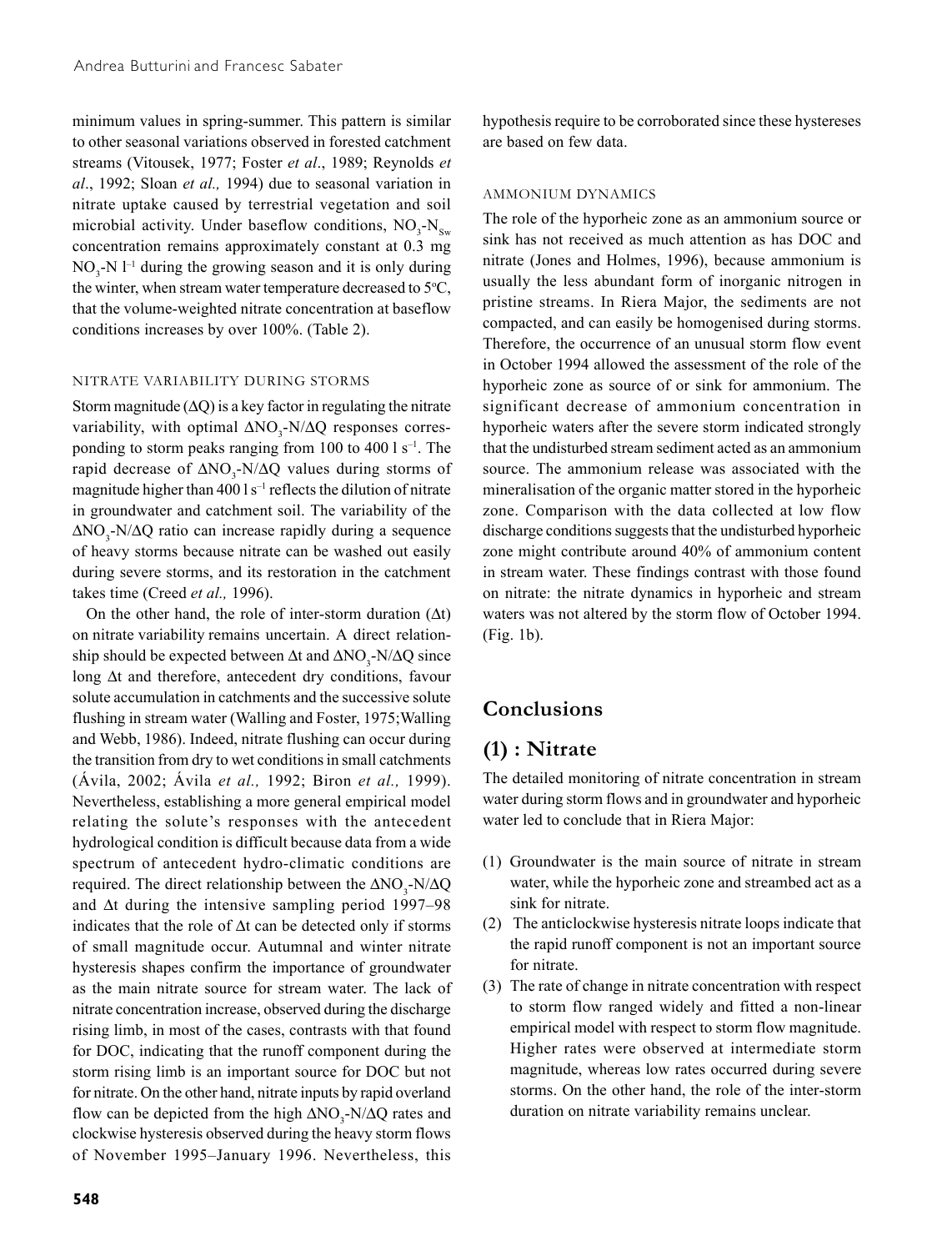minimum values in spring-summer. This pattern is similar to other seasonal variations observed in forested catchment streams (Vitousek, 1977; Foster *et al*., 1989; Reynolds *et al*., 1992; Sloan *et al.,* 1994) due to seasonal variation in nitrate uptake caused by terrestrial vegetation and soil microbial activity. Under baseflow conditions, $NO_3$-$N_{Sw}$ concentration remains approximately constant at 0.3 mg $NO_3$-N $l^{-1}$ during the growing season and it is only during the winter, when stream water temperature decreased to 5°C, that the volume-weighted nitrate concentration at baseflow conditions increases by over 100%. (Table 2).

### NITRATE VARIABILITY DURING STORMS

Storm magnitude ($\Delta Q$) is a key factor in regulating the nitrate variability, with optimal $\Delta NO_3$-N/$\Delta Q$ responses corresponding to storm peaks ranging from 100 to 400 l $s^{-1}$. The rapid decrease of $\Delta NO_3$-N/$\Delta Q$ values during storms of magnitude higher than 400 l $s^{-1}$ reflects the dilution of nitrate in groundwater and catchment soil. The variability of the $\Delta NO_3$-N/$\Delta Q$ ratio can increase rapidly during a sequence of heavy storms because nitrate can be washed out easily during severe storms, and its restoration in the catchment takes time (Creed *et al.,* 1996).

On the other hand, the role of inter-storm duration ($\Delta t$) on nitrate variability remains uncertain. A direct relationship should be expected between $\Delta t$ and $\Delta NO_3$-N/$\Delta Q$ since long $\Delta t$ and therefore, antecedent dry conditions, favour solute accumulation in catchments and the successive solute flushing in stream water (Walling and Foster, 1975; Walling and Webb, 1986). Indeed, nitrate flushing can occur during the transition from dry to wet conditions in small catchments (Ávila, 2002; Ávila *et al.,* 1992; Biron *et al.,* 1999). Nevertheless, establishing a more general empirical model relating the solute's responses with the antecedent hydrological condition is difficult because data from a wide spectrum of antecedent hydro-climatic conditions are required. The direct relationship between the $\Delta NO_3$-N/$\Delta Q$ and $\Delta t$ during the intensive sampling period 1997–98 indicates that the role of $\Delta t$ can be detected only if storms of small magnitude occur. Autumnal and winter nitrate hysteresis shapes confirm the importance of groundwater as the main nitrate source for stream water. The lack of nitrate concentration increase, observed during the discharge rising limb, in most of the cases, contrasts with that found for DOC, indicating that the runoff component during the storm rising limb is an important source for DOC but not for nitrate. On the other hand, nitrate inputs by rapid overland flow can be depicted from the high $\Delta NO_3$-N/$\Delta Q$ rates and clockwise hysteresis observed during the heavy storm flows of November 1995–January 1996. Nevertheless, this hypothesis require to be corroborated since these hystereses are based on few data.

### AMMONIUM DYNAMICS

The role of the hyporheic zone as an ammonium source or sink has not received as much attention as has DOC and nitrate (Jones and Holmes, 1996), because ammonium is usually the less abundant form of inorganic nitrogen in pristine streams. In Riera Major, the sediments are not compacted, and can easily be homogenised during storms. Therefore, the occurrence of an unusual storm flow event in October 1994 allowed the assessment of the role of the hyporheic zone as source of or sink for ammonium. The significant decrease of ammonium concentration in hyporheic waters after the severe storm indicated strongly that the undisturbed stream sediment acted as an ammonium source. The ammonium release was associated with the mineralisation of the organic matter stored in the hyporheic zone. Comparison with the data collected at low flow discharge conditions suggests that the undisturbed hyporheic zone might contribute around 40% of ammonium content in stream water. These findings contrast with those found on nitrate: the nitrate dynamics in hyporheic and stream waters was not altered by the storm flow of October 1994. (Fig. 1b).

## Conclusions

## (1) : Nitrate

The detailed monitoring of nitrate concentration in stream water during storm flows and in groundwater and hyporheic water led to conclude that in Riera Major:

(1) Groundwater is the main source of nitrate in stream water, while the hyporheic zone and streambed act as a sink for nitrate.
(2) The anticlockwise hysteresis nitrate loops indicate that the rapid runoff component is not an important source for nitrate.
(3) The rate of change in nitrate concentration with respect to storm flow ranged widely and fitted a non-linear empirical model with respect to storm flow magnitude. Higher rates were observed at intermediate storm magnitude, whereas low rates occurred during severe storms. On the other hand, the role of the inter-storm duration on nitrate variability remains unclear.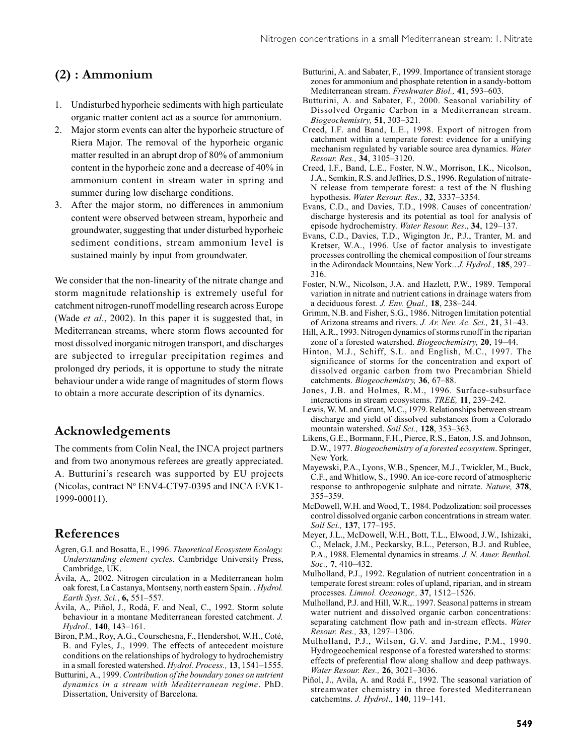## (2) : Ammonium

1. Undisturbed hyporheic sediments with high particulate organic matter content act as a source for ammonium.
2. Major storm events can alter the hyporheic structure of Riera Major. The removal of the hyporheic organic matter resulted in an abrupt drop of 80% of ammonium content in the hyporheic zone and a decrease of 40% in ammonium content in stream water in spring and summer during low discharge conditions.
3. After the major storm, no differences in ammonium content were observed between stream, hyporheic and groundwater, suggesting that under disturbed hyporheic sediment conditions, stream ammonium level is sustained mainly by input from groundwater.

We consider that the non-linearity of the nitrate change and storm magnitude relationship is extremely useful for catchment nitrogen-runoff modelling research across Europe (Wade *et al*., 2002). In this paper it is suggested that, in Mediterranean streams, where storm flows accounted for most dissolved inorganic nitrogen transport, and discharges are subjected to irregular precipitation regimes and prolonged dry periods, it is opportune to study the nitrate behaviour under a wide range of magnitudes of storm flows to obtain a more accurate description of its dynamics.

## Acknowledgements

The comments from Colin Neal, the INCA project partners and from two anonymous referees are greatly appreciated. A. Butturini's research was supported by EU projects (Nicolas, contract Nº ENV4-CT97-0395 and INCA EVK1-1999-00011).

## References

Ågren, G.I. and Bosatta, E., 1996. *Theoretical Ecosystem Ecology. Understanding element cycles*. Cambridge University Press, Cambridge, UK.

Ávila, A,. 2002. Nitrogen circulation in a Mediterranean holm oak forest, La Castanya, Montseny, north eastern Spain. . *Hydrol. Earth Syst. Sci.*, **6,** 551–557.

Ávila, A,. Piñol, J., Rodá, F. and Neal, C., 1992. Storm solute behaviour in a montane Mediterranean forested catchment. *J. Hydrol.,* **140**, 143–161.

Biron, P.M., Roy, A.G., Courschesna, F., Hendershot, W.H., Coté, B. and Fyles, J., 1999. The effects of antecedent moisture conditions on the relationships of hydrology to hydrochemistry in a small forested watershed. *Hydrol. Process.,* **13**, 1541–1555.

Butturini, A., 1999. *Contribution of the boundary zones on nutrient dynamics in a stream with Mediterranean regime*. PhD. Dissertation, University of Barcelona.

Butturini, A. and Sabater, F., 1999. Importance of transient storage zones for ammonium and phosphate retention in a sandy-bottom Mediterranean stream. *Freshwater Biol.,* **41**, 593–603.

Butturini, A. and Sabater, F., 2000. Seasonal variability of Dissolved Organic Carbon in a Mediterranean stream. *Biogeochemistry,* **51**, 303–321.

Creed, I.F. and Band, L.E., 1998. Export of nitrogen from catchment within a temperate forest: evidence for a unifying mechanism regulated by variable source area dynamics. *Water Resour. Res.,* **34**, 3105–3120.

Creed, I.F., Band, L.E., Foster, N.W., Morrison, I.K., Nicolson, J.A., Semkin, R.S. and Jeffries, D.S., 1996. Regulation of nitrate-N release from temperate forest: a test of the N flushing hypothesis. *Water Resour. Res.,* **32**, 3337–3354.

Evans, C.D., and Davies, T.D., 1998. Causes of concentration/ discharge hysteresis and its potential as tool for analysis of episode hydrochemistry. *Water Resour. Res*., **34**, 129–137.

Evans, C.D., Davies, T.D., Wigington Jr., P.J., Tranter, M. and Kretser, W.A., 1996. Use of factor analysis to investigate processes controlling the chemical composition of four streams in the Adirondack Mountains, New York.. *J. Hydrol.,* **185**, 297–316.

Foster, N.W., Nicolson, J.A. and Hazlett, P.W., 1989. Temporal variation in nitrate and nutrient cations in drainage waters from a deciduous forest. *J. Env. Qual.,* **18**, 238–244.

Grimm, N.B. and Fisher, S.G., 1986. Nitrogen limitation potential of Arizona streams and rivers. *J. Ar. Nev. Ac. Sci.,* **21**, 31–43.

Hill, A.R., 1993. Nitrogen dynamics of storms runoff in the riparian zone of a forested watershed. *Biogeochemistry,* **20**, 19–44.

Hinton, M.J., Schiff, S.L. and English, M.C., 1997. The significance of storms for the concentration and export of dissolved organic carbon from two Precambrian Shield catchments. *Biogeochemistry,* **36**, 67–88.

Jones, J.B. and Holmes, R.M., 1996. Surface-subsurface interactions in stream ecosystems. *TREE,* **11**, 239–242.

Lewis, W. M. and Grant, M.C., 1979. Relationships between stream discharge and yield of dissolved substances from a Colorado mountain watershed. *Soil Sci.,* **128**, 353–363.

Likens, G.E., Bormann, F.H., Pierce, R.S., Eaton, J.S. and Johnson, D.W., 1977. *Biogeochemistry of a forested ecosystem*. Springer, New York.

Mayewski, P.A., Lyons, W.B., Spencer, M.J., Twickler, M., Buck, C.F., and Whitlow, S., 1990. An ice-core record of atmospheric response to anthropogenic sulphate and nitrate. *Nature,* **378**, 355–359.

McDowell, W.H. and Wood, T., 1984. Podzolization: soil processes control dissolved organic carbon concentrations in stream water. *Soil Sci.,* **137**, 177–195.

Meyer, J.L., McDowell, W.H., Bott, T.L., Elwood, J.W., Ishizaki, C., Melack, J.M., Peckarsky, B.L., Peterson, B.J. and Rublee, P.A., 1988. Elemental dynamics in streams. *J. N. Amer. Benthol. Soc.,* **7**, 410–432.

Mulholland, P.J., 1992. Regulation of nutrient concentration in a temperate forest stream: roles of upland, riparian, and in stream processes. *Limnol. Oceanogr.,* **37**, 1512–1526.

Mulholland, P.J. and Hill, W.R.,. 1997. Seasonal patterns in stream water nutrient and dissolved organic carbon concentrations: separating catchment flow path and in-stream effects. *Water Resour. Res.,* **33**, 1297–1306.

Mulholland, P.J., Wilson, G.V. and Jardine, P.M., 1990. Hydrogeochemical response of a forested watershed to storms: effects of preferential flow along shallow and deep pathways. *Water Resour. Res.,* **26**, 3021–3036.

Piñol, J., Avila, A. and Rodá F., 1992. The seasonal variation of streamwater chemistry in three forested Mediterranean catchemtns. *J. Hydrol*., **140**, 119–141.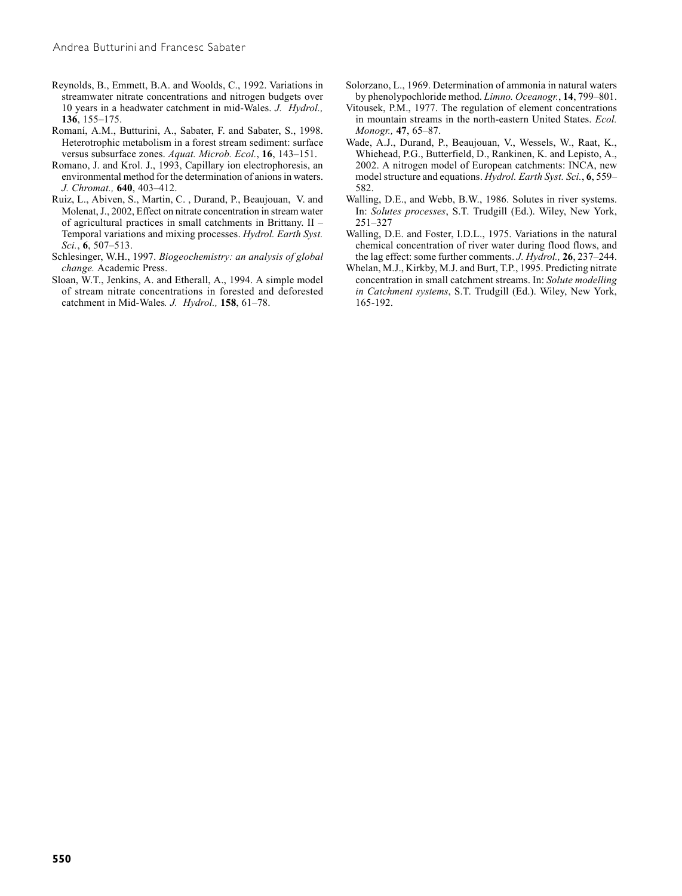Reynolds, B., Emmett, B.A. and Woolds, C., 1992. Variations in streamwater nitrate concentrations and nitrogen budgets over 10 years in a headwater catchment in mid-Wales. *J. Hydrol.,* **136**, 155–175.

Romaní, A.M., Butturini, A., Sabater, F. and Sabater, S., 1998. Heterotrophic metabolism in a forest stream sediment: surface versus subsurface zones. *Aquat. Microb. Ecol.*, **16**, 143–151.

Romano, J. and Krol. J., 1993, Capillary ion electrophoresis, an environmental method for the determination of anions in waters. *J. Chromat.,* **640**, 403–412.

Ruiz, L., Abiven, S., Martin, C. , Durand, P., Beaujouan, V. and Molenat, J., 2002, Effect on nitrate concentration in stream water of agricultural practices in small catchments in Brittany. II – Temporal variations and mixing processes. *Hydrol. Earth Syst. Sci.*, **6**, 507–513.

Schlesinger, W.H., 1997. *Biogeochemistry: an analysis of global change.* Academic Press.

Sloan, W.T., Jenkins, A. and Etherall, A., 1994. A simple model of stream nitrate concentrations in forested and deforested catchment in Mid-Wales*. J. Hydrol.,* **158**, 61–78.

Solorzano, L., 1969. Determination of ammonia in natural waters by phenolypochloride method. *Limno. Oceanogr.*, **14**, 799–801.

Vitousek, P.M., 1977. The regulation of element concentrations in mountain streams in the north-eastern United States. *Ecol. Monogr.,* **47**, 65–87.

Wade, A.J., Durand, P., Beaujouan, V., Wessels, W., Raat, K., Whiehead, P.G., Butterfield, D., Rankinen, K. and Lepisto, A., 2002. A nitrogen model of European catchments: INCA, new model structure and equations. *Hydrol. Earth Syst. Sci.*, **6**, 559–582.

Walling, D.E., and Webb, B.W., 1986. Solutes in river systems. In: *Solutes processes*, S.T. Trudgill (Ed.). Wiley, New York, 251–327

Walling, D.E. and Foster, I.D.L., 1975. Variations in the natural chemical concentration of river water during flood flows, and the lag effect: some further comments. *J. Hydrol.,* **26**, 237–244.

Whelan, M.J., Kirkby, M.J. and Burt, T.P., 1995. Predicting nitrate concentration in small catchment streams. In: *Solute modelling in Catchment systems*, S.T. Trudgill (Ed.). Wiley, New York, 165-192.